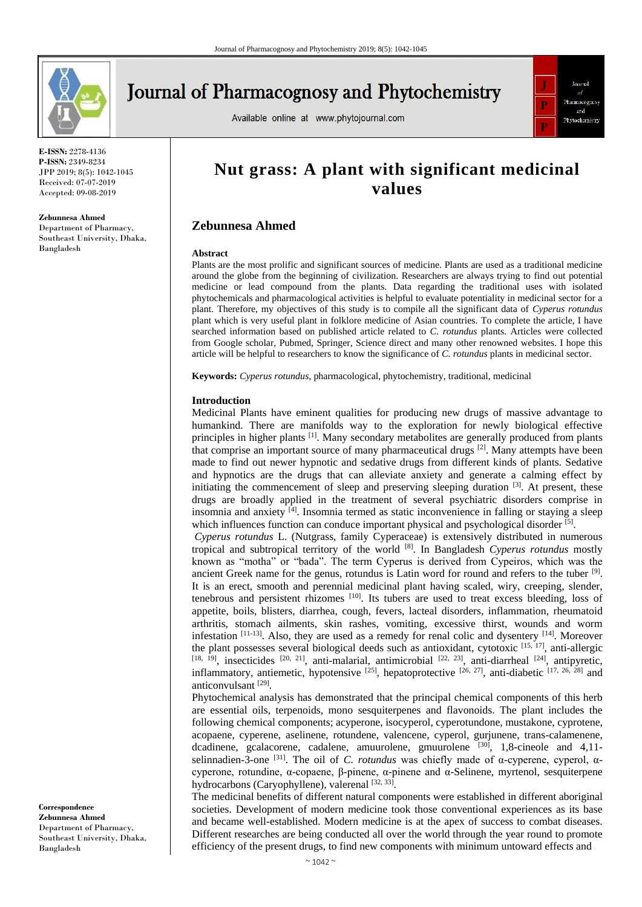E-ISSN: 2278-4136
P-ISSN: 2349-8234
JPP 2019; 8(5): 1042-1045
Received: 07-07-2019
Accepted: 09-08-2019

**Zebunnesa Ahmed**
Department of Pharmacy, Southeast University, Dhaka, Bangladesh

**Correspondence**
**Zebunnesa Ahmed**
Department of Pharmacy, Southeast University, Dhaka, Bangladesh

# Nut grass: A plant with significant medicinal values

## Zebunnesa Ahmed

### Abstract

Plants are the most prolific and significant sources of medicine. Plants are used as a traditional medicine around the globe from the beginning of civilization. Researchers are always trying to find out potential medicine or lead compound from the plants. Data regarding the traditional uses with isolated phytochemicals and pharmacological activities is helpful to evaluate potentiality in medicinal sector for a plant. Therefore, my objectives of this study is to compile all the significant data of *Cyperus rotundus* plant which is very useful plant in folklore medicine of Asian countries. To complete the article, I have searched information based on published article related to *C. rotundus* plants. Articles were collected from Google scholar, Pubmed, Springer, Science direct and many other renowned websites. I hope this article will be helpful to researchers to know the significance of *C. rotundus* plants in medicinal sector.

**Keywords:** *Cyperus rotundus*, pharmacological, phytochemistry, traditional, medicinal

### Introduction

Medicinal Plants have eminent qualities for producing new drugs of massive advantage to humankind. There are manifolds way to the exploration for newly biological effective principles in higher plants [1]. Many secondary metabolites are generally produced from plants that comprise an important source of many pharmaceutical drugs [2]. Many attempts have been made to find out newer hypnotic and sedative drugs from different kinds of plants. Sedative and hypnotics are the drugs that can alleviate anxiety and generate a calming effect by initiating the commencement of sleep and preserving sleeping duration [3]. At present, these drugs are broadly applied in the treatment of several psychiatric disorders comprise in insomnia and anxiety [4]. Insomnia termed as static inconvenience in falling or staying a sleep which influences function can conduce important physical and psychological disorder [5].

*Cyperus rotundus* L. (Nutgrass, family Cyperaceae) is extensively distributed in numerous tropical and subtropical territory of the world [8]. In Bangladesh *Cyperus rotundus* mostly known as "motha" or "bada". The term Cyperus is derived from Cypeiros, which was the ancient Greek name for the genus, rotundus is Latin word for round and refers to the tuber [9]. It is an erect, smooth and perennial medicinal plant having scaled, wiry, creeping, slender, tenebrous and persistent rhizomes [10]. Its tubers are used to treat excess bleeding, loss of appetite, boils, blisters, diarrhea, cough, fevers, lacteal disorders, inflammation, rheumatoid arthritis, stomach ailments, skin rashes, vomiting, excessive thirst, wounds and worm infestation [11-13]. Also, they are used as a remedy for renal colic and dysentery [14]. Moreover the plant possesses several biological deeds such as antioxidant, cytotoxic [15, 17], anti-allergic [18, 19], insecticides [20, 21], anti-malarial, antimicrobial [22, 23], anti-diarrheal [24], antipyretic, inflammatory, antiemetic, hypotensive [25], hepatoprotective [26, 27], anti-diabetic [17, 26, 28] and anticonvulsant [29].

Phytochemical analysis has demonstrated that the principal chemical components of this herb are essential oils, terpenoids, mono sesquiterpenes and flavonoids. The plant includes the following chemical components; acyperone, isocyperol, cyperotundone, mustakone, cyprotene, acopaene, cyperene, aselinene, rotundene, valencene, cyperol, gurjunene, trans-calamenene, dcadinene, gcalacorene, cadalene, amuurolene, gmuurolene [30], 1,8-cineole and 4,11-selinnadien-3-one [31]. The oil of *C. rotundus* was chiefly made of α-cyperene, cyperol, α-cyperone, rotundine, α-copaene, β-pinene, α-pinene and α-Selinene, myrtenol, sesquiterpene hydrocarbons (Caryophyllene), valerenal [32, 33].

The medicinal benefits of different natural components were established in different aboriginal societies. Development of modern medicine took those conventional experiences as its base and became well-established. Modern medicine is at the apex of success to combat diseases. Different researches are being conducted all over the world through the year round to promote efficiency of the present drugs, to find new components with minimum untoward effects and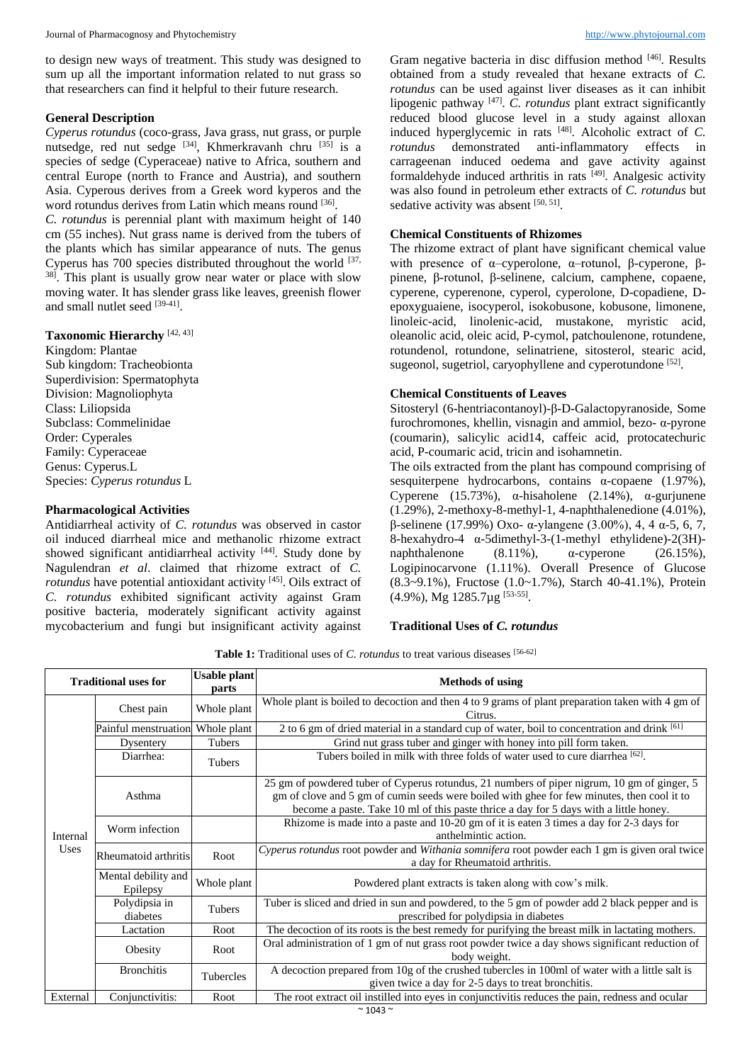to design new ways of treatment. This study was designed to sum up all the important information related to nut grass so that researchers can find it helpful to their future research.

### General Description

*Cyperus rotundus* (coco-grass, Java grass, nut grass, or purple nutsedge, red nut sedge [34], Khmerkravanh chru [35] is a species of sedge (Cyperaceae) native to Africa, southern and central Europe (north to France and Austria), and southern Asia. Cyperous derives from a Greek word kyperos and the word rotundus derives from Latin which means round [36].

*C. rotundus* is perennial plant with maximum height of 140 cm (55 inches). Nut grass name is derived from the tubers of the plants which has similar appearance of nuts. The genus Cyperus has 700 species distributed throughout the world [37, 38]. This plant is usually grow near water or place with slow moving water. It has slender grass like leaves, greenish flower and small nutlet seed [39-41].

### Taxonomic Hierarchy [42, 43]

Kingdom: Plantae
Sub kingdom: Tracheobionta
Superdivision: Spermatophyta
Division: Magnoliophyta
Class: Liliopsida
Subclass: Commelinidae
Order: Cyperales
Family: Cyperaceae
Genus: Cyperus.L
Species: *Cyperus rotundus* L

### Pharmacological Activities

Antidiarrheal activity of *C. rotundus* was observed in castor oil induced diarrheal mice and methanolic rhizome extract showed significant antidiarrheal activity [44]. Study done by Nagulendran *et al*. claimed that rhizome extract of *C. rotundus* have potential antioxidant activity [45]. Oils extract of *C. rotundus* exhibited significant activity against Gram positive bacteria, moderately significant activity against mycobacterium and fungi but insignificant activity against Gram negative bacteria in disc diffusion method [46]. Results obtained from a study revealed that hexane extracts of *C. rotundus* can be used against liver diseases as it can inhibit lipogenic pathway [47]. *C. rotundus* plant extract significantly reduced blood glucose level in a study against alloxan induced hyperglycemic in rats [48]. Alcoholic extract of *C. rotundus* demonstrated anti-inflammatory effects in carrageenan induced oedema and gave activity against formaldehyde induced arthritis in rats [49]. Analgesic activity was also found in petroleum ether extracts of *C. rotundus* but sedative activity was absent [50, 51].

### Chemical Constituents of Rhizomes

The rhizome extract of plant have significant chemical value with presence of α–cyperolone, α–rotunol, β-cyperone, β-pinene, β-rotunol, β-selinene, calcium, camphene, copaene, cyperene, cyperenone, cyperol, cyperolone, D-copadiene, D-epoxyguaiene, isocyperol, isokobusone, kobusone, limonene, linoleic-acid, linolenic-acid, mustakone, myristic acid, oleanolic acid, oleic acid, P-cymol, patchoulenone, rotundene, rotundenol, rotundone, selinatriene, sitosterol, stearic acid, sugeonol, sugetriol, caryophyllene and cyperotundone [52].

### Chemical Constituents of Leaves

Sitosteryl (6-hentriacontanoyl)-β-D-Galactopyranoside, Some furochromones, khellin, visnagin and ammiol, bezo- α-pyrone (coumarin), salicylic acid14, caffeic acid, protocatechuric acid, P-coumaric acid, tricin and isohamnetin.

The oils extracted from the plant has compound comprising of sesquiterpene hydrocarbons, contains α-copaene (1.97%), Cyperene (15.73%), α-hisaholene (2.14%), α-gurjunene (1.29%), 2-methoxy-8-methyl-1, 4-naphthalenedione (4.01%), β-selinene (17.99%) Oxo- α-ylangene (3.00%), 4, 4 α-5, 6, 7, 8-hexahydro-4 α-5dimethyl-3-(1-methyl ethylidene)-2(3H)-naphthalenone (8.11%), α-cyperone (26.15%), Logipinocarvone (1.11%). Overall Presence of Glucose (8.3~9.1%), Fructose (1.0~1.7%), Starch 40-41.1%), Protein (4.9%), Mg 1285.7μg [53-55].

### Traditional Uses of *C. rotundus*

**Table 1:** Traditional uses of *C. rotundus* to treat various diseases [56-62]

| Traditional uses for | | Usable plant parts | Methods of using |
|---|---|---|---|
| Internal Uses | Chest pain | Whole plant | Whole plant is boiled to decoction and then 4 to 9 grams of plant preparation taken with 4 gm of Citrus. |
| | Painful menstruation | Whole plant | 2 to 6 gm of dried material in a standard cup of water, boil to concentration and drink [61] |
| | Dysentery | Tubers | Grind nut grass tuber and ginger with honey into pill form taken. |
| | Diarrhea: | Tubers | Tubers boiled in milk with three folds of water used to cure diarrhea [62]. |
| | Asthma | | 25 gm of powdered tuber of Cyperus rotundus, 21 numbers of piper nigrum, 10 gm of ginger, 5 gm of clove and 5 gm of cumin seeds were boiled with ghee for few minutes, then cool it to become a paste. Take 10 ml of this paste thrice a day for 5 days with a little honey. |
| | Worm infection | | Rhizome is made into a paste and 10-20 gm of it is eaten 3 times a day for 2-3 days for anthelmintic action. |
| | Rheumatoid arthritis | Root | *Cyperus rotundus* root powder and *Withania somnifera* root powder each 1 gm is given oral twice a day for Rheumatoid arthritis. |
| | Mental debility and Epilepsy | Whole plant | Powdered plant extracts is taken along with cow's milk. |
| | Polydipsia in diabetes | Tubers | Tuber is sliced and dried in sun and powdered, to the 5 gm of powder add 2 black pepper and is prescribed for polydipsia in diabetes |
| | Lactation | Root | The decoction of its roots is the best remedy for purifying the breast milk in lactating mothers. |
| | Obesity | Root | Oral administration of 1 gm of nut grass root powder twice a day shows significant reduction of body weight. |
| | Bronchitis | Tubercles | A decoction prepared from 10g of the crushed tubercles in 100ml of water with a little salt is given twice a day for 2-5 days to treat bronchitis. |
| External | Conjunctivitis: | Root | The root extract oil instilled into eyes in conjunctivitis reduces the pain, redness and ocular |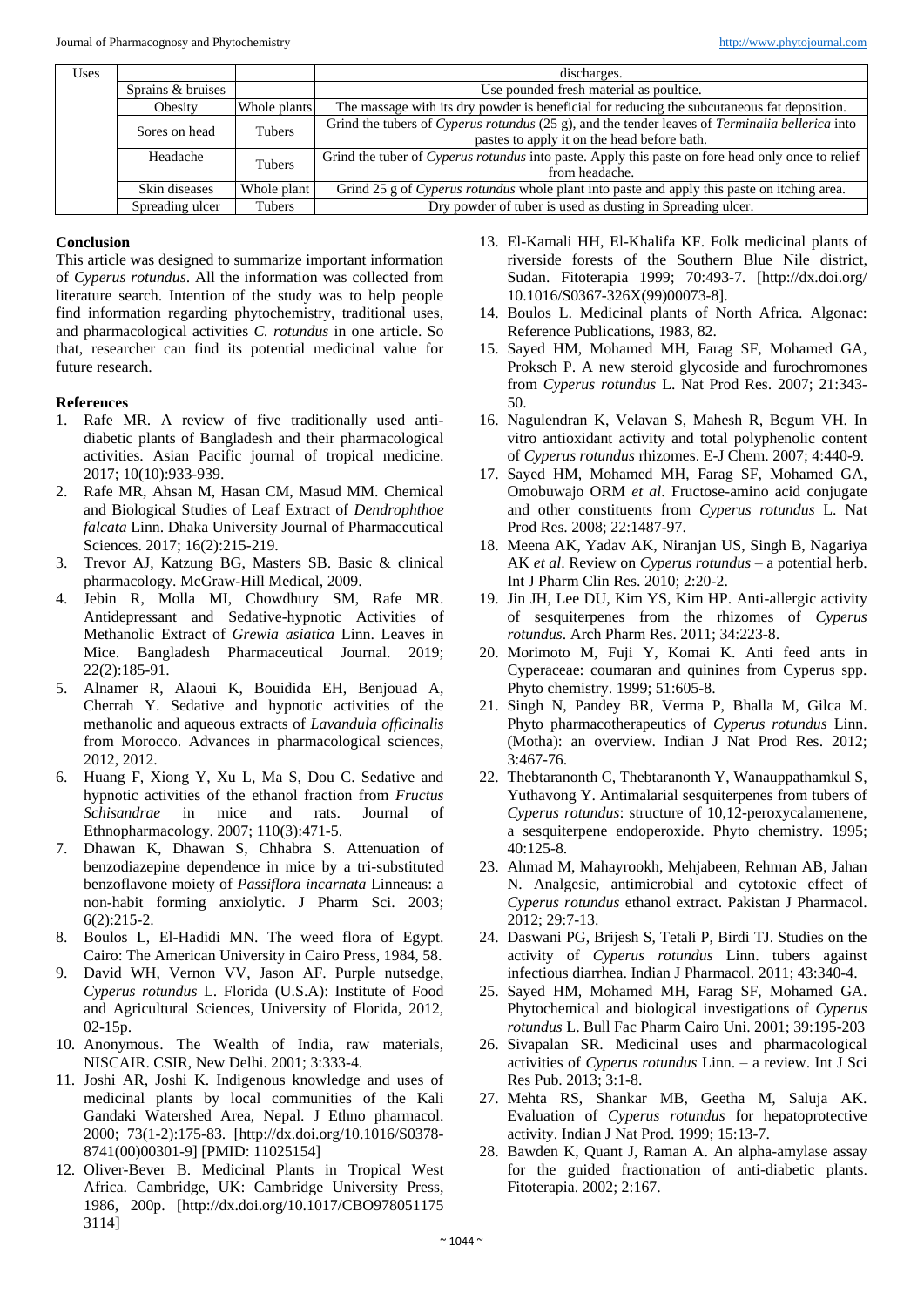| Uses | | | discharges. |
|---|---|---|---|
| | Sprains & bruises | | Use pounded fresh material as poultice. |
| | Obesity | Whole plants | The massage with its dry powder is beneficial for reducing the subcutaneous fat deposition. |
| | Sores on head | Tubers | Grind the tubers of *Cyperus rotundus* (25 g), and the tender leaves of *Terminalia bellerica* into pastes to apply it on the head before bath. |
| | Headache | Tubers | Grind the tuber of *Cyperus rotundus* into paste. Apply this paste on fore head only once to relief from headache. |
| | Skin diseases | Whole plant | Grind 25 g of *Cyperus rotundus* whole plant into paste and apply this paste on itching area. |
| | Spreading ulcer | Tubers | Dry powder of tuber is used as dusting in Spreading ulcer. |

**Conclusion**

This article was designed to summarize important information of *Cyperus rotundus*. All the information was collected from literature search. Intention of the study was to help people find information regarding phytochemistry, traditional uses, and pharmacological activities *C. rotundus* in one article. So that, researcher can find its potential medicinal value for future research.

**References**

1. Rafe MR. A review of five traditionally used anti-diabetic plants of Bangladesh and their pharmacological activities. Asian Pacific journal of tropical medicine. 2017; 10(10):933-939.
2. Rafe MR, Ahsan M, Hasan CM, Masud MM. Chemical and Biological Studies of Leaf Extract of *Dendrophthoe falcata* Linn. Dhaka University Journal of Pharmaceutical Sciences. 2017; 16(2):215-219.
3. Trevor AJ, Katzung BG, Masters SB. Basic & clinical pharmacology. McGraw-Hill Medical, 2009.
4. Jebin R, Molla MI, Chowdhury SM, Rafe MR. Antidepressant and Sedative-hypnotic Activities of Methanolic Extract of *Grewia asiatica* Linn. Leaves in Mice. Bangladesh Pharmaceutical Journal. 2019; 22(2):185-91.
5. Alnamer R, Alaoui K, Bouidida EH, Benjouad A, Cherrah Y. Sedative and hypnotic activities of the methanolic and aqueous extracts of *Lavandula officinalis* from Morocco. Advances in pharmacological sciences, 2012, 2012.
6. Huang F, Xiong Y, Xu L, Ma S, Dou C. Sedative and hypnotic activities of the ethanol fraction from *Fructus Schisandrae* in mice and rats. Journal of Ethnopharmacology. 2007; 110(3):471-5.
7. Dhawan K, Dhawan S, Chhabra S. Attenuation of benzodiazepine dependence in mice by a tri-substituted benzoflavone moiety of *Passiflora incarnata* Linneaus: a non-habit forming anxiolytic. J Pharm Sci. 2003; 6(2):215-2.
8. Boulos L, El-Hadidi MN. The weed flora of Egypt. Cairo: The American University in Cairo Press, 1984, 58.
9. David WH, Vernon VV, Jason AF. Purple nutsedge, *Cyperus rotundus* L. Florida (U.S.A): Institute of Food and Agricultural Sciences, University of Florida, 2012, 02-15p.
10. Anonymous. The Wealth of India, raw materials, NISCAIR. CSIR, New Delhi. 2001; 3:333-4.
11. Joshi AR, Joshi K. Indigenous knowledge and uses of medicinal plants by local communities of the Kali Gandaki Watershed Area, Nepal. J Ethno pharmacol. 2000; 73(1-2):175-83. [http://dx.doi.org/10.1016/S0378-8741(00)00301-9] [PMID: 11025154]
12. Oliver-Bever B. Medicinal Plants in Tropical West Africa. Cambridge, UK: Cambridge University Press, 1986, 200p. [http://dx.doi.org/10.1017/CBO9780511753114]
13. El-Kamali HH, El-Khalifa KF. Folk medicinal plants of riverside forests of the Southern Blue Nile district, Sudan. Fitoterapia 1999; 70:493-7. [http://dx.doi.org/10.1016/S0367-326X(99)00073-8].
14. Boulos L. Medicinal plants of North Africa. Algonac: Reference Publications, 1983, 82.
15. Sayed HM, Mohamed MH, Farag SF, Mohamed GA, Proksch P. A new steroid glycoside and furochromones from *Cyperus rotundus* L. Nat Prod Res. 2007; 21:343-50.
16. Nagulendran K, Velavan S, Mahesh R, Begum VH. In vitro antioxidant activity and total polyphenolic content of *Cyperus rotundus* rhizomes. E-J Chem. 2007; 4:440-9.
17. Sayed HM, Mohamed MH, Farag SF, Mohamed GA, Omobuwajo ORM *et al*. Fructose-amino acid conjugate and other constituents from *Cyperus rotundus* L. Nat Prod Res. 2008; 22:1487-97.
18. Meena AK, Yadav AK, Niranjan US, Singh B, Nagariya AK *et al*. Review on *Cyperus rotundus* – a potential herb. Int J Pharm Clin Res. 2010; 2:20-2.
19. Jin JH, Lee DU, Kim YS, Kim HP. Anti-allergic activity of sesquiterpenes from the rhizomes of *Cyperus rotundus*. Arch Pharm Res. 2011; 34:223-8.
20. Morimoto M, Fuji Y, Komai K. Anti feed ants in Cyperaceae: coumaran and quinines from Cyperus spp. Phyto chemistry. 1999; 51:605-8.
21. Singh N, Pandey BR, Verma P, Bhalla M, Gilca M. Phyto pharmacotherapeutics of *Cyperus rotundus* Linn. (Motha): an overview. Indian J Nat Prod Res. 2012; 3:467-76.
22. Thebtaranonth C, Thebtaranonth Y, Wanauppathamkul S, Yuthavong Y. Antimalarial sesquiterpenes from tubers of *Cyperus rotundus*: structure of 10,12-peroxycalamenene, a sesquiterpene endoperoxide. Phyto chemistry. 1995; 40:125-8.
23. Ahmad M, Mahayrookh, Mehjabeen, Rehman AB, Jahan N. Analgesic, antimicrobial and cytotoxic effect of *Cyperus rotundus* ethanol extract. Pakistan J Pharmacol. 2012; 29:7-13.
24. Daswani PG, Brijesh S, Tetali P, Birdi TJ. Studies on the activity of *Cyperus rotundus* Linn. tubers against infectious diarrhea. Indian J Pharmacol. 2011; 43:340-4.
25. Sayed HM, Mohamed MH, Farag SF, Mohamed GA. Phytochemical and biological investigations of *Cyperus rotundus* L. Bull Fac Pharm Cairo Uni. 2001; 39:195-203
26. Sivapalan SR. Medicinal uses and pharmacological activities of *Cyperus rotundus* Linn. – a review. Int J Sci Res Pub. 2013; 3:1-8.
27. Mehta RS, Shankar MB, Geetha M, Saluja AK. Evaluation of *Cyperus rotundus* for hepatoprotective activity. Indian J Nat Prod. 1999; 15:13-7.
28. Bawden K, Quant J, Raman A. An alpha-amylase assay for the guided fractionation of anti-diabetic plants. Fitoterapia. 2002; 2:167.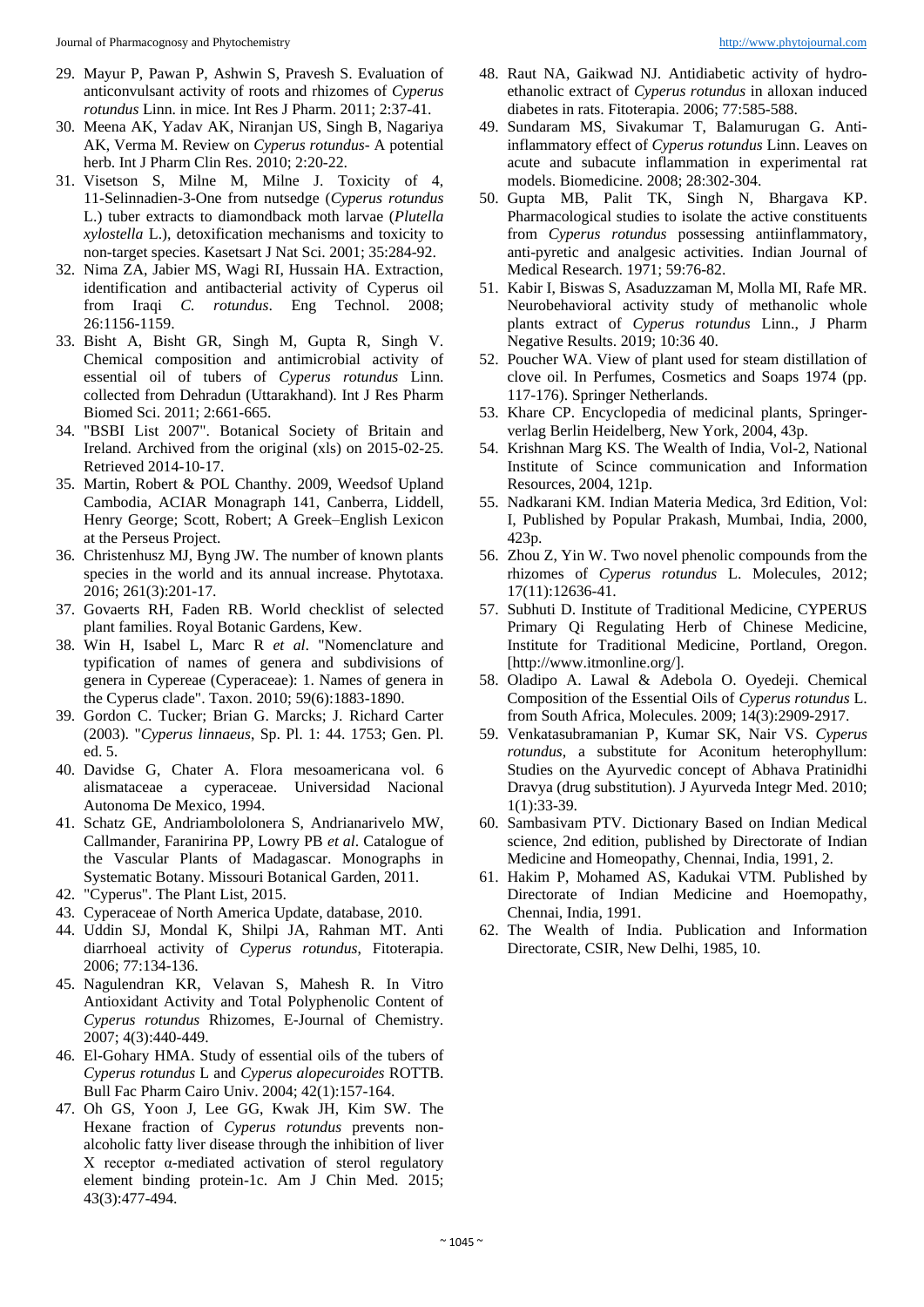29. Mayur P, Pawan P, Ashwin S, Pravesh S. Evaluation of anticonvulsant activity of roots and rhizomes of *Cyperus rotundus* Linn. in mice. Int Res J Pharm. 2011; 2:37-41.
30. Meena AK, Yadav AK, Niranjan US, Singh B, Nagariya AK, Verma M. Review on *Cyperus rotundus*- A potential herb. Int J Pharm Clin Res. 2010; 2:20-22.
31. Visetson S, Milne M, Milne J. Toxicity of 4, 11-Selinnadien-3-One from nutsedge (*Cyperus rotundus* L.) tuber extracts to diamondback moth larvae (*Plutella xylostella* L.), detoxification mechanisms and toxicity to non-target species. Kasetsart J Nat Sci. 2001; 35:284-92.
32. Nima ZA, Jabier MS, Wagi RI, Hussain HA. Extraction, identification and antibacterial activity of Cyperus oil from Iraqi *C. rotundus*. Eng Technol. 2008; 26:1156-1159.
33. Bisht A, Bisht GR, Singh M, Gupta R, Singh V. Chemical composition and antimicrobial activity of essential oil of tubers of *Cyperus rotundus* Linn. collected from Dehradun (Uttarakhand). Int J Res Pharm Biomed Sci. 2011; 2:661-665.
34. "BSBI List 2007". Botanical Society of Britain and Ireland. Archived from the original (xls) on 2015-02-25. Retrieved 2014-10-17.
35. Martin, Robert & POL Chanthy. 2009, Weedsof Upland Cambodia, ACIAR Monagraph 141, Canberra, Liddell, Henry George; Scott, Robert; A Greek–English Lexicon at the Perseus Project.
36. Christenhusz MJ, Byng JW. The number of known plants species in the world and its annual increase. Phytotaxa. 2016; 261(3):201-17.
37. Govaerts RH, Faden RB. World checklist of selected plant families. Royal Botanic Gardens, Kew.
38. Win H, Isabel L, Marc R *et al*. "Nomenclature and typification of names of genera and subdivisions of genera in Cypereae (Cyperaceae): 1. Names of genera in the Cyperus clade". Taxon. 2010; 59(6):1883-1890.
39. Gordon C. Tucker; Brian G. Marcks; J. Richard Carter (2003). "*Cyperus linnaeus*, Sp. Pl. 1: 44. 1753; Gen. Pl. ed. 5.
40. Davidse G, Chater A. Flora mesoamericana vol. 6 alismataceae a cyperaceae. Universidad Nacional Autonoma De Mexico, 1994.
41. Schatz GE, Andriambololonera S, Andrianarivelo MW, Callmander, Faranirina PP, Lowry PB *et al*. Catalogue of the Vascular Plants of Madagascar. Monographs in Systematic Botany. Missouri Botanical Garden, 2011.
42. "Cyperus". The Plant List, 2015.
43. Cyperaceae of North America Update, database, 2010.
44. Uddin SJ, Mondal K, Shilpi JA, Rahman MT. Anti diarrhoeal activity of *Cyperus rotundus*, Fitoterapia. 2006; 77:134-136.
45. Nagulendran KR, Velavan S, Mahesh R. In Vitro Antioxidant Activity and Total Polyphenolic Content of *Cyperus rotundus* Rhizomes, E-Journal of Chemistry. 2007; 4(3):440-449.
46. El-Gohary HMA. Study of essential oils of the tubers of *Cyperus rotundus* L and *Cyperus alopecuroides* ROTTB. Bull Fac Pharm Cairo Univ. 2004; 42(1):157-164.
47. Oh GS, Yoon J, Lee GG, Kwak JH, Kim SW. The Hexane fraction of *Cyperus rotundus* prevents non-alcoholic fatty liver disease through the inhibition of liver X receptor α-mediated activation of sterol regulatory element binding protein-1c. Am J Chin Med. 2015; 43(3):477-494.
48. Raut NA, Gaikwad NJ. Antidiabetic activity of hydro-ethanolic extract of *Cyperus rotundus* in alloxan induced diabetes in rats. Fitoterapia. 2006; 77:585-588.
49. Sundaram MS, Sivakumar T, Balamurugan G. Anti-inflammatory effect of *Cyperus rotundus* Linn. Leaves on acute and subacute inflammation in experimental rat models. Biomedicine. 2008; 28:302-304.
50. Gupta MB, Palit TK, Singh N, Bhargava KP. Pharmacological studies to isolate the active constituents from *Cyperus rotundus* possessing antiinflammatory, anti-pyretic and analgesic activities. Indian Journal of Medical Research. 1971; 59:76-82.
51. Kabir I, Biswas S, Asaduzzaman M, Molla MI, Rafe MR. Neurobehavioral activity study of methanolic whole plants extract of *Cyperus rotundus* Linn., J Pharm Negative Results. 2019; 10:36 40.
52. Poucher WA. View of plant used for steam distillation of clove oil. In Perfumes, Cosmetics and Soaps 1974 (pp. 117-176). Springer Netherlands.
53. Khare CP. Encyclopedia of medicinal plants, Springer-verlag Berlin Heidelberg, New York, 2004, 43p.
54. Krishnan Marg KS. The Wealth of India, Vol-2, National Institute of Scince communication and Information Resources, 2004, 121p.
55. Nadkarani KM. Indian Materia Medica, 3rd Edition, Vol: I, Published by Popular Prakash, Mumbai, India, 2000, 423p.
56. Zhou Z, Yin W. Two novel phenolic compounds from the rhizomes of *Cyperus rotundus* L. Molecules, 2012; 17(11):12636-41.
57. Subhuti D. Institute of Traditional Medicine, CYPERUS Primary Qi Regulating Herb of Chinese Medicine, Institute for Traditional Medicine, Portland, Oregon. [http://www.itmonline.org/].
58. Oladipo A. Lawal & Adebola O. Oyedeji. Chemical Composition of the Essential Oils of *Cyperus rotundus* L. from South Africa, Molecules. 2009; 14(3):2909-2917.
59. Venkatasubramanian P, Kumar SK, Nair VS. *Cyperus rotundus*, a substitute for Aconitum heterophyllum: Studies on the Ayurvedic concept of Abhava Pratinidhi Dravya (drug substitution). J Ayurveda Integr Med. 2010; 1(1):33-39.
60. Sambasivam PTV. Dictionary Based on Indian Medical science, 2nd edition, published by Directorate of Indian Medicine and Homeopathy, Chennai, India, 1991, 2.
61. Hakim P, Mohamed AS, Kadukai VTM. Published by Directorate of Indian Medicine and Hoemopathy, Chennai, India, 1991.
62. The Wealth of India. Publication and Information Directorate, CSIR, New Delhi, 1985, 10.